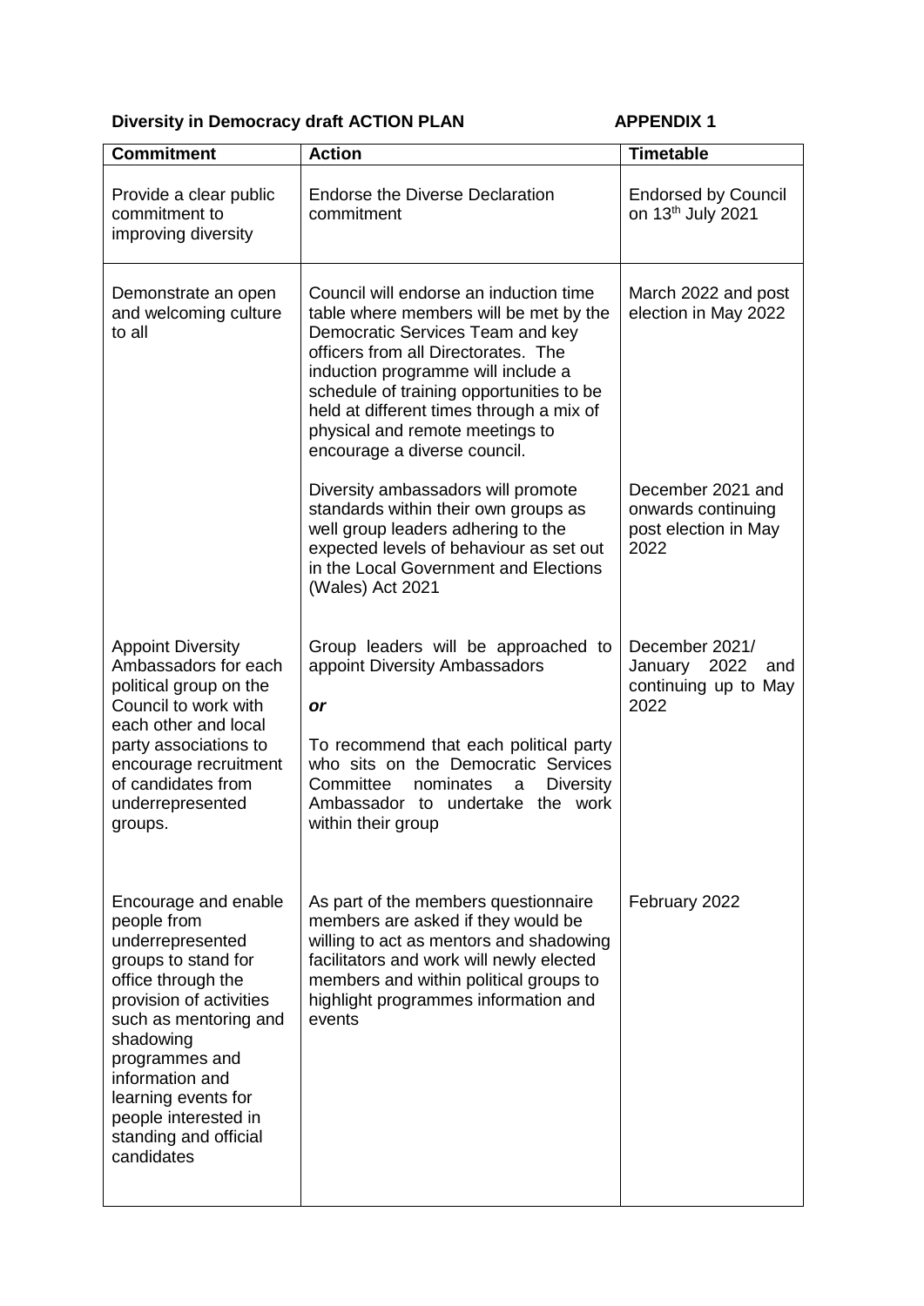**Diversity in Democracy draft ACTION PLAN** **APPENDIX 1**

| Commitment | Action | Timetable |
|---|---|---|
| Provide a clear public commitment to improving diversity | Endorse the Diverse Declaration commitment | Endorsed by Council on 13th July 2021 |
| Demonstrate an open and welcoming culture to all | Council will endorse an induction time table where members will be met by the Democratic Services Team and key officers from all Directorates. The induction programme will include a schedule of training opportunities to be held at different times through a mix of physical and remote meetings to encourage a diverse council.<br><br>Diversity ambassadors will promote standards within their own groups as well group leaders adhering to the expected levels of behaviour as set out in the Local Government and Elections (Wales) Act 2021 | March 2022 and post election in May 2022<br><br>December 2021 and onwards continuing post election in May 2022 |
| Appoint Diversity Ambassadors for each political group on the Council to work with each other and local party associations to encourage recruitment of candidates from underrepresented groups. | Group leaders will be approached to appoint Diversity Ambassadors<br><br>***or***<br><br>To recommend that each political party who sits on the Democratic Services Committee nominates a Diversity Ambassador to undertake the work within their group | December 2021/ January 2022 and continuing up to May 2022 |
| Encourage and enable people from underrepresented groups to stand for office through the provision of activities such as mentoring and shadowing programmes and information and learning events for people interested in standing and official candidates | As part of the members questionnaire members are asked if they would be willing to act as mentors and shadowing facilitators and work will newly elected members and within political groups to highlight programmes information and events | February 2022 |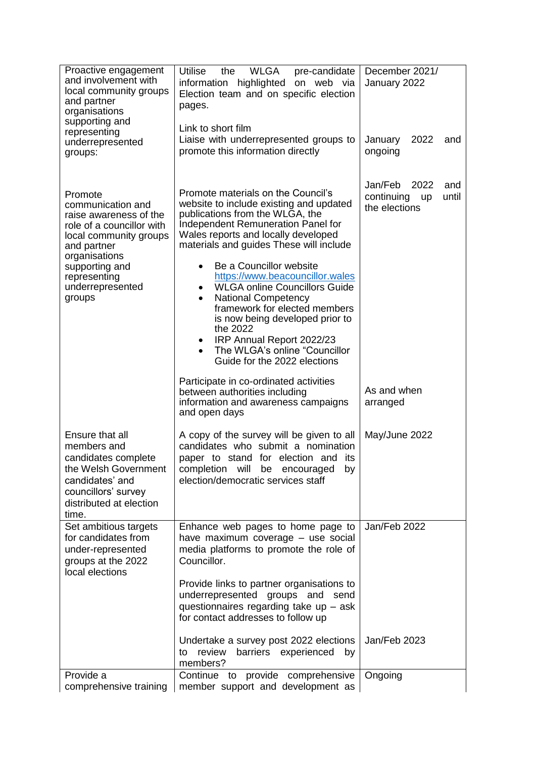| | | |
|---|---|---|
| Proactive engagement and involvement with local community groups and partner organisations supporting and representing underrepresented groups: | Utilise the WLGA pre-candidate information highlighted on web via Election team and on specific election pages.<br><br>Link to short film<br>Liaise with underrepresented groups to promote this information directly | December 2021/ January 2022<br><br><br>January 2022 and ongoing |
| Promote communication and raise awareness of the role of a councillor with local community groups and partner organisations supporting and representing underrepresented groups | Promote materials on the Council's website to include existing and updated publications from the WLGA, the Independent Remuneration Panel for Wales reports and locally developed materials and guides These will include<br><br>• Be a Councillor website https://www.beacouncillor.wales<br>• WLGA online Councillors Guide<br>• National Competency framework for elected members is now being developed prior to the 2022<br>• IRP Annual Report 2022/23<br>• The WLGA's online "Councillor Guide for the 2022 elections<br><br>Participate in co-ordinated activities between authorities including information and awareness campaigns and open days | Jan/Feb 2022 and continuing up until the elections<br><br><br><br><br><br><br><br><br><br>As and when arranged |
| Ensure that all members and candidates complete the Welsh Government candidates' and councillors' survey distributed at election time. | A copy of the survey will be given to all candidates who submit a nomination paper to stand for election and its completion will be encouraged by election/democratic services staff | May/June 2022 |
| Set ambitious targets for candidates from under-represented groups at the 2022 local elections | Enhance web pages to home page to have maximum coverage – use social media platforms to promote the role of Councillor.<br><br>Provide links to partner organisations to underrepresented groups and send questionnaires regarding take up – ask for contact addresses to follow up<br><br>Undertake a survey post 2022 elections to review barriers experienced by members? | Jan/Feb 2022<br><br><br><br><br><br><br>Jan/Feb 2023 |
| Provide a comprehensive training | Continue to provide comprehensive member support and development as | Ongoing |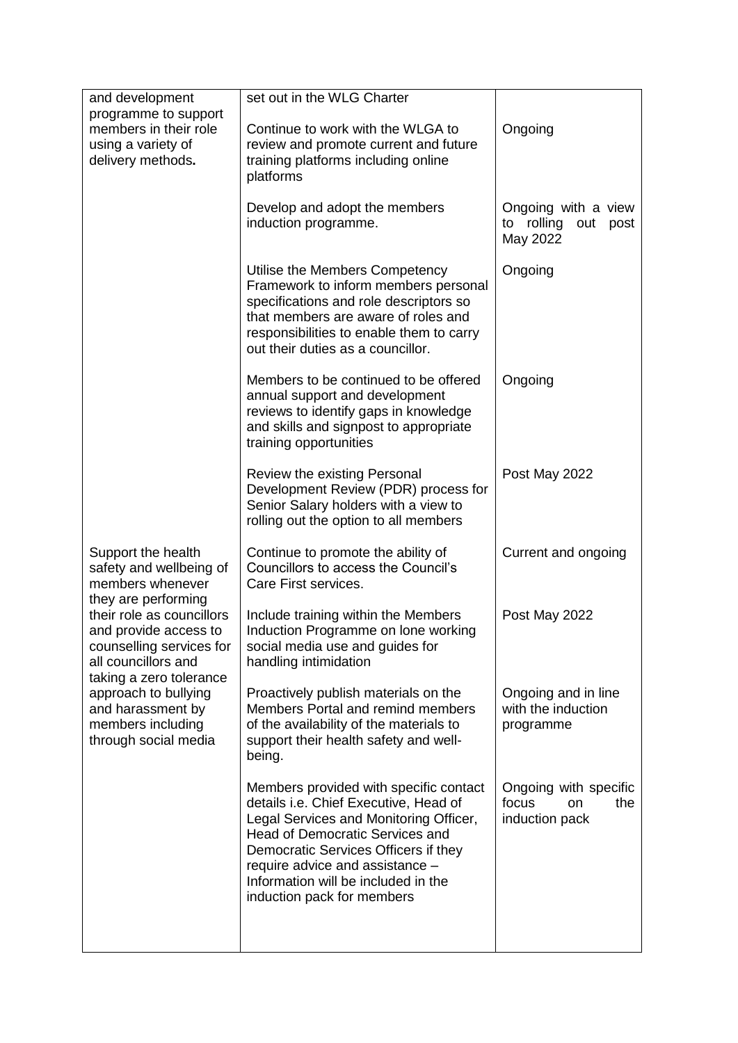| | | |
|---|---|---|
| and development programme to support members in their role using a variety of delivery methods. | set out in the WLG Charter | |
| | Continue to work with the WLGA to review and promote current and future training platforms including online platforms | Ongoing |
| | Develop and adopt the members induction programme. | Ongoing with a view to rolling out post May 2022 |
| | Utilise the Members Competency Framework to inform members personal specifications and role descriptors so that members are aware of roles and responsibilities to enable them to carry out their duties as a councillor. | Ongoing |
| | Members to be continued to be offered annual support and development reviews to identify gaps in knowledge and skills and signpost to appropriate training opportunities | Ongoing |
| | Review the existing Personal Development Review (PDR) process for Senior Salary holders with a view to rolling out the option to all members | Post May 2022 |
| Support the health safety and wellbeing of members whenever they are performing their role as councillors and provide access to counselling services for all councillors and taking a zero tolerance approach to bullying and harassment by members including through social media | Continue to promote the ability of Councillors to access the Council's Care First services. | Current and ongoing |
| | Include training within the Members Induction Programme on lone working social media use and guides for handling intimidation | Post May 2022 |
| | Proactively publish materials on the Members Portal and remind members of the availability of the materials to support their health safety and well-being. | Ongoing and in line with the induction programme |
| | Members provided with specific contact details i.e. Chief Executive, Head of Legal Services and Monitoring Officer, Head of Democratic Services and Democratic Services Officers if they require advice and assistance – Information will be included in the induction pack for members | Ongoing with specific focus on the induction pack |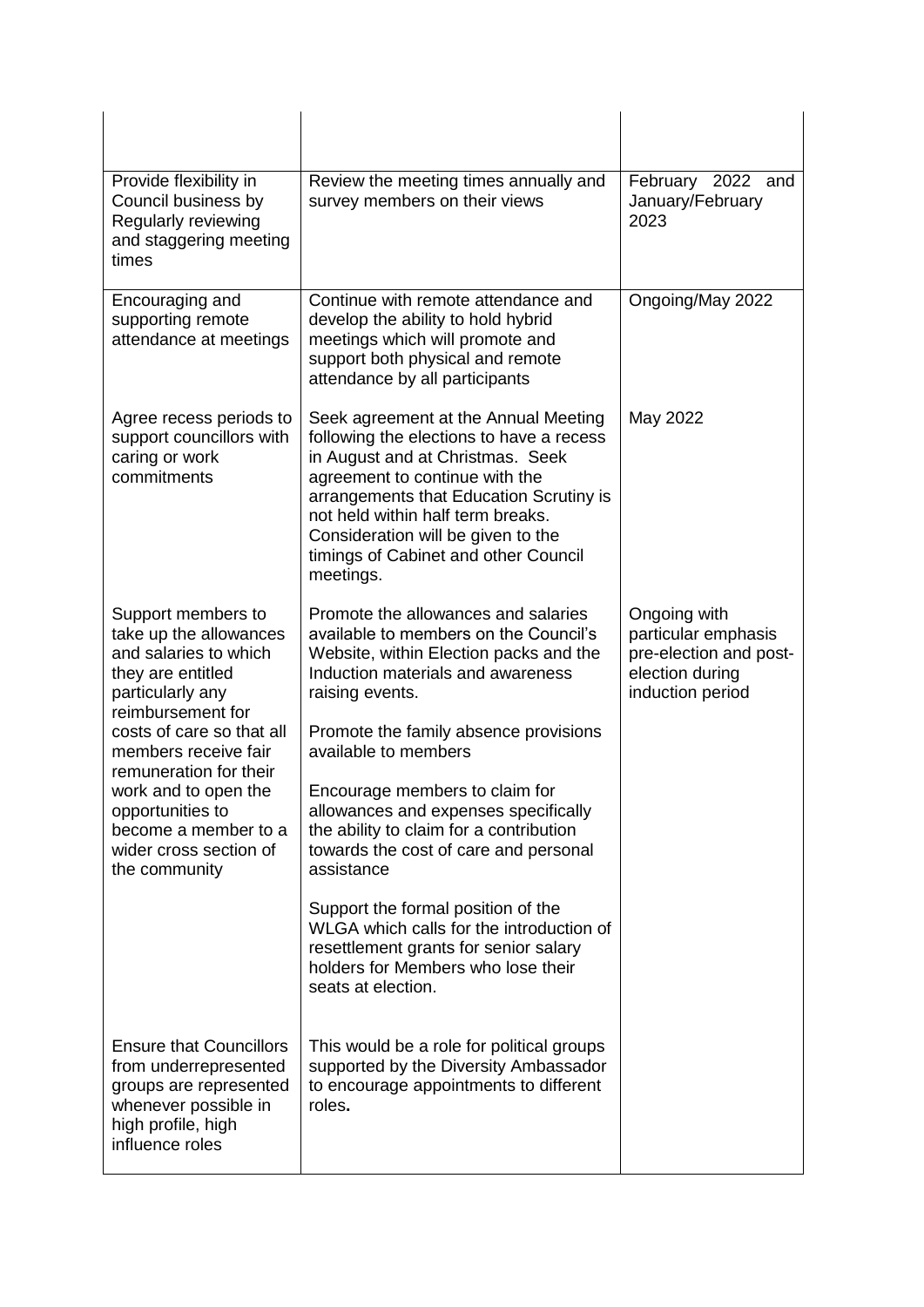| | | |
|---|---|---|
| | | |
| Provide flexibility in Council business by Regularly reviewing and staggering meeting times | Review the meeting times annually and survey members on their views | February 2022 and January/February 2023 |
| Encouraging and supporting remote attendance at meetings | Continue with remote attendance and develop the ability to hold hybrid meetings which will promote and support both physical and remote attendance by all participants | Ongoing/May 2022 |
| Agree recess periods to support councillors with caring or work commitments | Seek agreement at the Annual Meeting following the elections to have a recess in August and at Christmas. Seek agreement to continue with the arrangements that Education Scrutiny is not held within half term breaks. Consideration will be given to the timings of Cabinet and other Council meetings. | May 2022 |
| Support members to take up the allowances and salaries to which they are entitled particularly any reimbursement for costs of care so that all members receive fair remuneration for their work and to open the opportunities to become a member to a wider cross section of the community | Promote the allowances and salaries available to members on the Council's Website, within Election packs and the Induction materials and awareness raising events.<br><br>Promote the family absence provisions available to members<br><br>Encourage members to claim for allowances and expenses specifically the ability to claim for a contribution towards the cost of care and personal assistance<br><br>Support the formal position of the WLGA which calls for the introduction of resettlement grants for senior salary holders for Members who lose their seats at election. | Ongoing with particular emphasis pre-election and post-election during induction period |
| Ensure that Councillors from underrepresented groups are represented whenever possible in high profile, high influence roles | This would be a role for political groups supported by the Diversity Ambassador to encourage appointments to different roles**.** | |